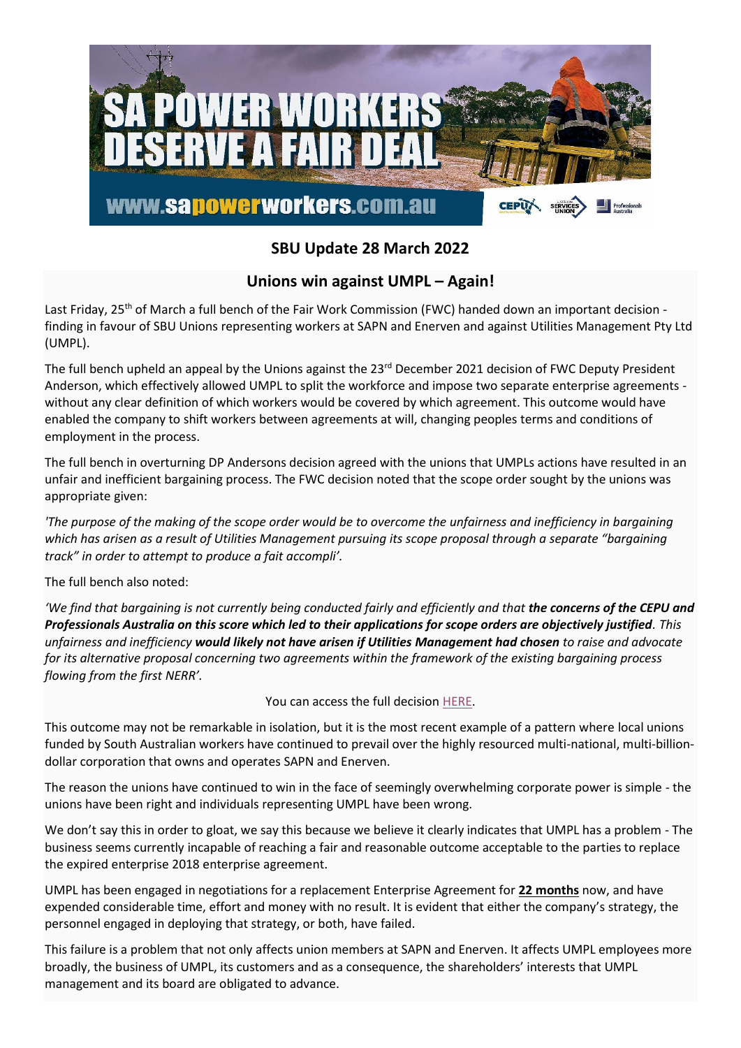SA POWER WORKERS DESERVE A FAIR DEAL

www.sapowerworkers.com.au

## SBU Update 28 March 2022

## Unions win against UMPL – Again!

Last Friday, 25th of March a full bench of the Fair Work Commission (FWC) handed down an important decision - finding in favour of SBU Unions representing workers at SAPN and Enerven and against Utilities Management Pty Ltd (UMPL).

The full bench upheld an appeal by the Unions against the 23rd December 2021 decision of FWC Deputy President Anderson, which effectively allowed UMPL to split the workforce and impose two separate enterprise agreements - without any clear definition of which workers would be covered by which agreement. This outcome would have enabled the company to shift workers between agreements at will, changing peoples terms and conditions of employment in the process.

The full bench in overturning DP Andersons decision agreed with the unions that UMPLs actions have resulted in an unfair and inefficient bargaining process. The FWC decision noted that the scope order sought by the unions was appropriate given:

*'The purpose of the making of the scope order would be to overcome the unfairness and inefficiency in bargaining which has arisen as a result of Utilities Management pursuing its scope proposal through a separate "bargaining track" in order to attempt to produce a fait accompli'.*

The full bench also noted:

*'We find that bargaining is not currently being conducted fairly and efficiently and that **the concerns of the CEPU and Professionals Australia on this score which led to their applications for scope orders are objectively justified**. This unfairness and inefficiency **would likely not have arisen if Utilities Management had chosen** to raise and advocate for its alternative proposal concerning two agreements within the framework of the existing bargaining process flowing from the first NERR'.*

You can access the full decision HERE.

This outcome may not be remarkable in isolation, but it is the most recent example of a pattern where local unions funded by South Australian workers have continued to prevail over the highly resourced multi-national, multi-billion-dollar corporation that owns and operates SAPN and Enerven.

The reason the unions have continued to win in the face of seemingly overwhelming corporate power is simple - the unions have been right and individuals representing UMPL have been wrong.

We don't say this in order to gloat, we say this because we believe it clearly indicates that UMPL has a problem - The business seems currently incapable of reaching a fair and reasonable outcome acceptable to the parties to replace the expired enterprise 2018 enterprise agreement.

UMPL has been engaged in negotiations for a replacement Enterprise Agreement for **22 months** now, and have expended considerable time, effort and money with no result. It is evident that either the company's strategy, the personnel engaged in deploying that strategy, or both, have failed.

This failure is a problem that not only affects union members at SAPN and Enerven. It affects UMPL employees more broadly, the business of UMPL, its customers and as a consequence, the shareholders' interests that UMPL management and its board are obligated to advance.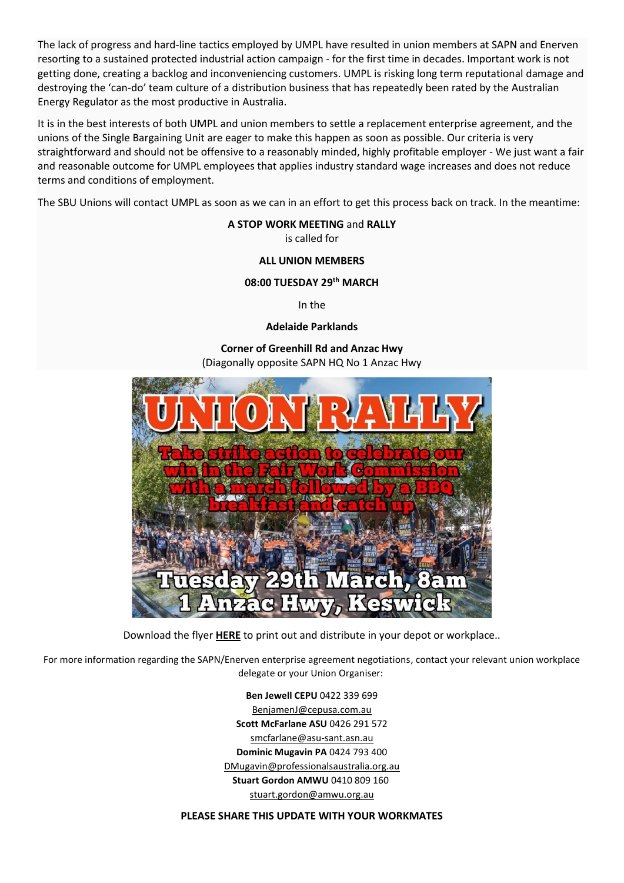The lack of progress and hard-line tactics employed by UMPL have resulted in union members at SAPN and Enerven resorting to a sustained protected industrial action campaign - for the first time in decades. Important work is not getting done, creating a backlog and inconveniencing customers. UMPL is risking long term reputational damage and destroying the 'can-do' team culture of a distribution business that has repeatedly been rated by the Australian Energy Regulator as the most productive in Australia.

It is in the best interests of both UMPL and union members to settle a replacement enterprise agreement, and the unions of the Single Bargaining Unit are eager to make this happen as soon as possible. Our criteria is very straightforward and should not be offensive to a reasonably minded, highly profitable employer - We just want a fair and reasonable outcome for UMPL employees that applies industry standard wage increases and does not reduce terms and conditions of employment.

The SBU Unions will contact UMPL as soon as we can in an effort to get this process back on track. In the meantime:

**A STOP WORK MEETING** and **RALLY**
is called for

**ALL UNION MEMBERS**

**08:00 TUESDAY 29th MARCH**

In the

**Adelaide Parklands**

**Corner of Greenhill Rd and Anzac Hwy**
(Diagonally opposite SAPN HQ No 1 Anzac Hwy

UNION RALLY

Take strike action to celebrate our win in the Fair Work Commission with a march followed by a BBQ breakfast and catch up

Tuesday 29th March, 8am
1 Anzac Hwy, Keswick

Download the flyer **HERE** to print out and distribute in your depot or workplace..

For more information regarding the SAPN/Enerven enterprise agreement negotiations, contact your relevant union workplace delegate or your Union Organiser:

**Ben Jewell CEPU** 0422 339 699
BenjamenJ@cepusa.com.au
**Scott McFarlane ASU** 0426 291 572
smcfarlane@asu-sant.asn.au
**Dominic Mugavin PA** 0424 793 400
DMugavin@professionalsaustralia.org.au
**Stuart Gordon AMWU** 0410 809 160
stuart.gordon@amwu.org.au

**PLEASE SHARE THIS UPDATE WITH YOUR WORKMATES**